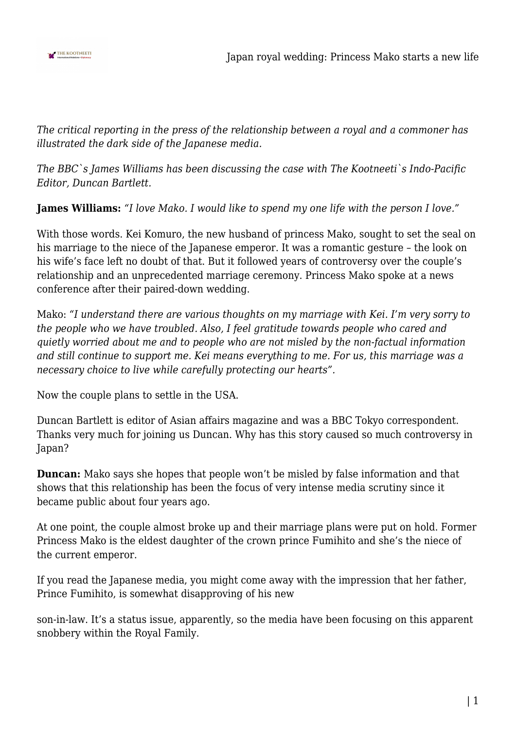*The critical reporting in the press of the relationship between a royal and a commoner has illustrated the dark side of the Japanese media.*

*The BBC`s James Williams has been discussing the case with The Kootneeti`s Indo-Pacific Editor, Duncan Bartlett.*

**James Williams:** *"I love Mako. I would like to spend my one life with the person I love."*

With those words. Kei Komuro, the new husband of princess Mako, sought to set the seal on his marriage to the niece of the Japanese emperor. It was a romantic gesture – the look on his wife's face left no doubt of that. But it followed years of controversy over the couple's relationship and an unprecedented marriage ceremony. Princess Mako spoke at a news conference after their paired-down wedding.

Mako: *"I understand there are various thoughts on my marriage with Kei. I'm very sorry to the people who we have troubled. Also, I feel gratitude towards people who cared and quietly worried about me and to people who are not misled by the non-factual information and still continue to support me. Kei means everything to me. For us, this marriage was a necessary choice to live while carefully protecting our hearts".*

Now the couple plans to settle in the USA.

Duncan Bartlett is editor of Asian affairs magazine and was a BBC Tokyo correspondent. Thanks very much for joining us Duncan. Why has this story caused so much controversy in Japan?

**Duncan:** Mako says she hopes that people won't be misled by false information and that shows that this relationship has been the focus of very intense media scrutiny since it became public about four years ago.

At one point, the couple almost broke up and their marriage plans were put on hold. Former Princess Mako is the eldest daughter of the crown prince Fumihito and she's the niece of the current emperor.

If you read the Japanese media, you might come away with the impression that her father, Prince Fumihito, is somewhat disapproving of his new son-in-law. It's a status issue, apparently, so the media have been focusing on this apparent snobbery within the Royal Family.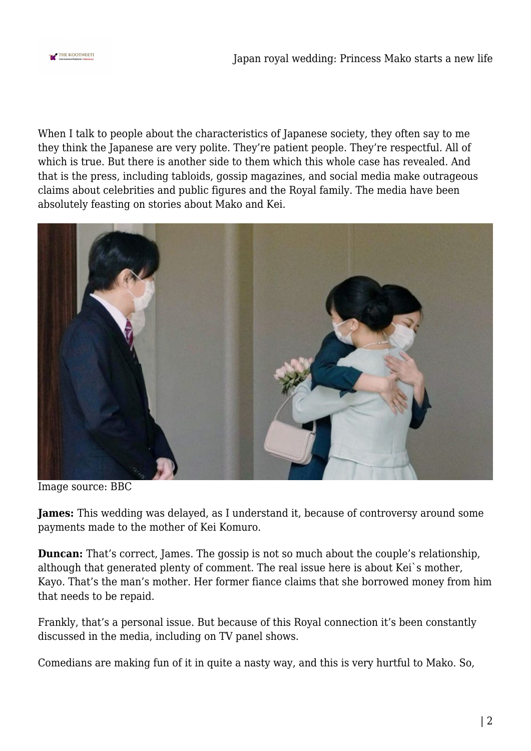When I talk to people about the characteristics of Japanese society, they often say to me they think the Japanese are very polite. They're patient people. They're respectful. All of which is true. But there is another side to them which this whole case has revealed. And that is the press, including tabloids, gossip magazines, and social media make outrageous claims about celebrities and public figures and the Royal family. The media have been absolutely feasting on stories about Mako and Kei.

Image source: BBC

**James:** This wedding was delayed, as I understand it, because of controversy around some payments made to the mother of Kei Komuro.

**Duncan:** That's correct, James. The gossip is not so much about the couple's relationship, although that generated plenty of comment. The real issue here is about Kei`s mother, Kayo. That's the man's mother. Her former fiance claims that she borrowed money from him that needs to be repaid.

Frankly, that's a personal issue. But because of this Royal connection it's been constantly discussed in the media, including on TV panel shows.

Comedians are making fun of it in quite a nasty way, and this is very hurtful to Mako. So,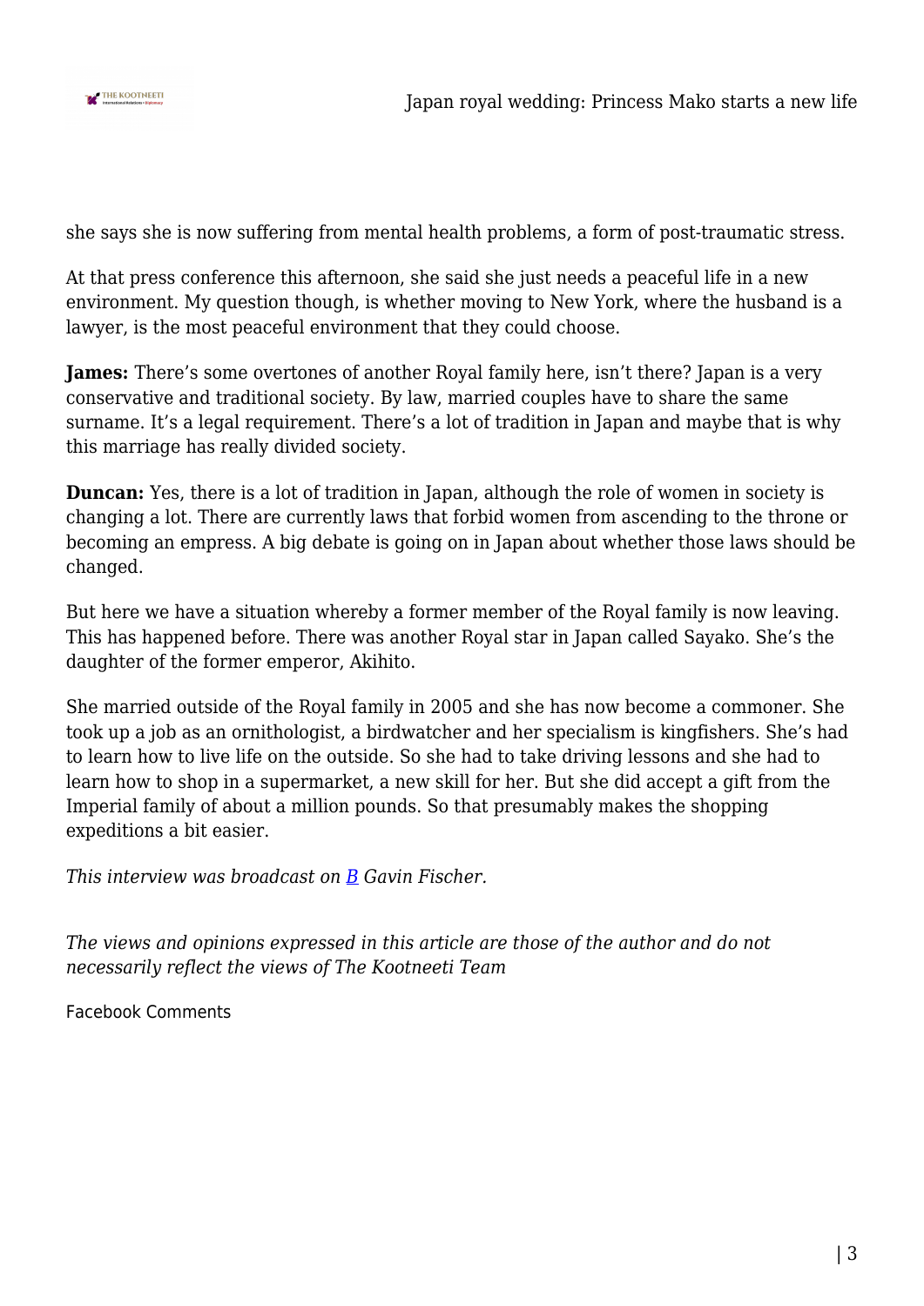she says she is now suffering from mental health problems, a form of post-traumatic stress.

At that press conference this afternoon, she said she just needs a peaceful life in a new environment. My question though, is whether moving to New York, where the husband is a lawyer, is the most peaceful environment that they could choose.

**James:** There's some overtones of another Royal family here, isn't there? Japan is a very conservative and traditional society. By law, married couples have to share the same surname. It's a legal requirement. There's a lot of tradition in Japan and maybe that is why this marriage has really divided society.

**Duncan:** Yes, there is a lot of tradition in Japan, although the role of women in society is changing a lot. There are currently laws that forbid women from ascending to the throne or becoming an empress. A big debate is going on in Japan about whether those laws should be changed.

But here we have a situation whereby a former member of the Royal family is now leaving. This has happened before. There was another Royal star in Japan called Sayako. She's the daughter of the former emperor, Akihito.

She married outside of the Royal family in 2005 and she has now become a commoner. She took up a job as an ornithologist, a birdwatcher and her specialism is kingfishers. She's had to learn how to live life on the outside. So she had to take driving lessons and she had to learn how to shop in a supermarket, a new skill for her. But she did accept a gift from the Imperial family of about a million pounds. So that presumably makes the shopping expeditions a bit easier.

*This interview was broadcast on [B] Gavin Fischer.*

*The views and opinions expressed in this article are those of the author and do not necessarily reflect the views of The Kootneeti Team*

Facebook Comments